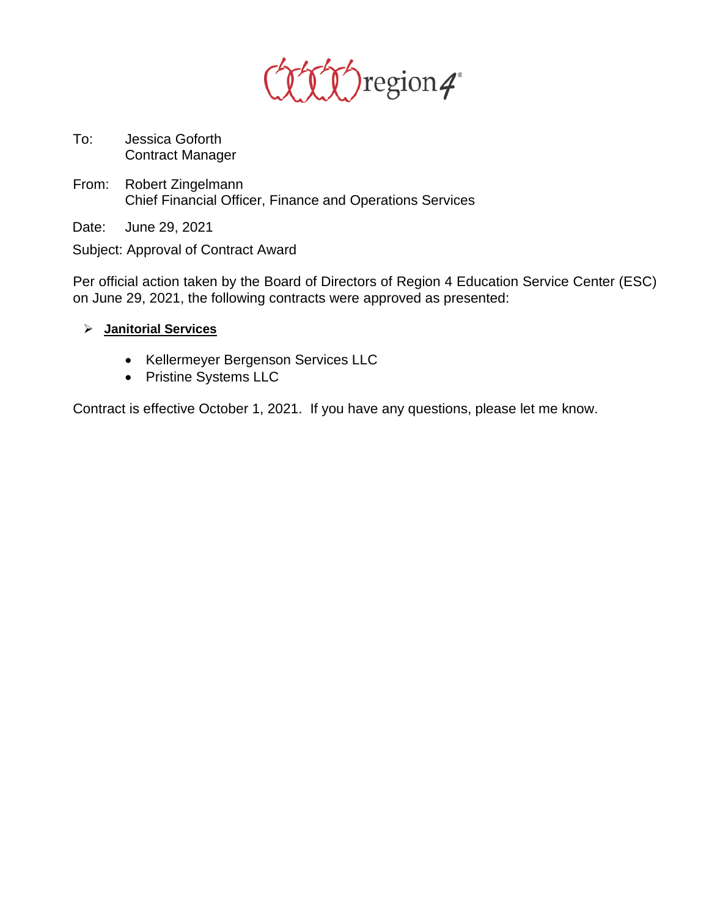region4

To: Jessica Goforth
Contract Manager

From: Robert Zingelmann
Chief Financial Officer, Finance and Operations Services

Date: June 29, 2021

Subject: Approval of Contract Award

Per official action taken by the Board of Directors of Region 4 Education Service Center (ESC) on June 29, 2021, the following contracts were approved as presented:

- **Janitorial Services**
  - Kellermeyer Bergenson Services LLC
  - Pristine Systems LLC

Contract is effective October 1, 2021. If you have any questions, please let me know.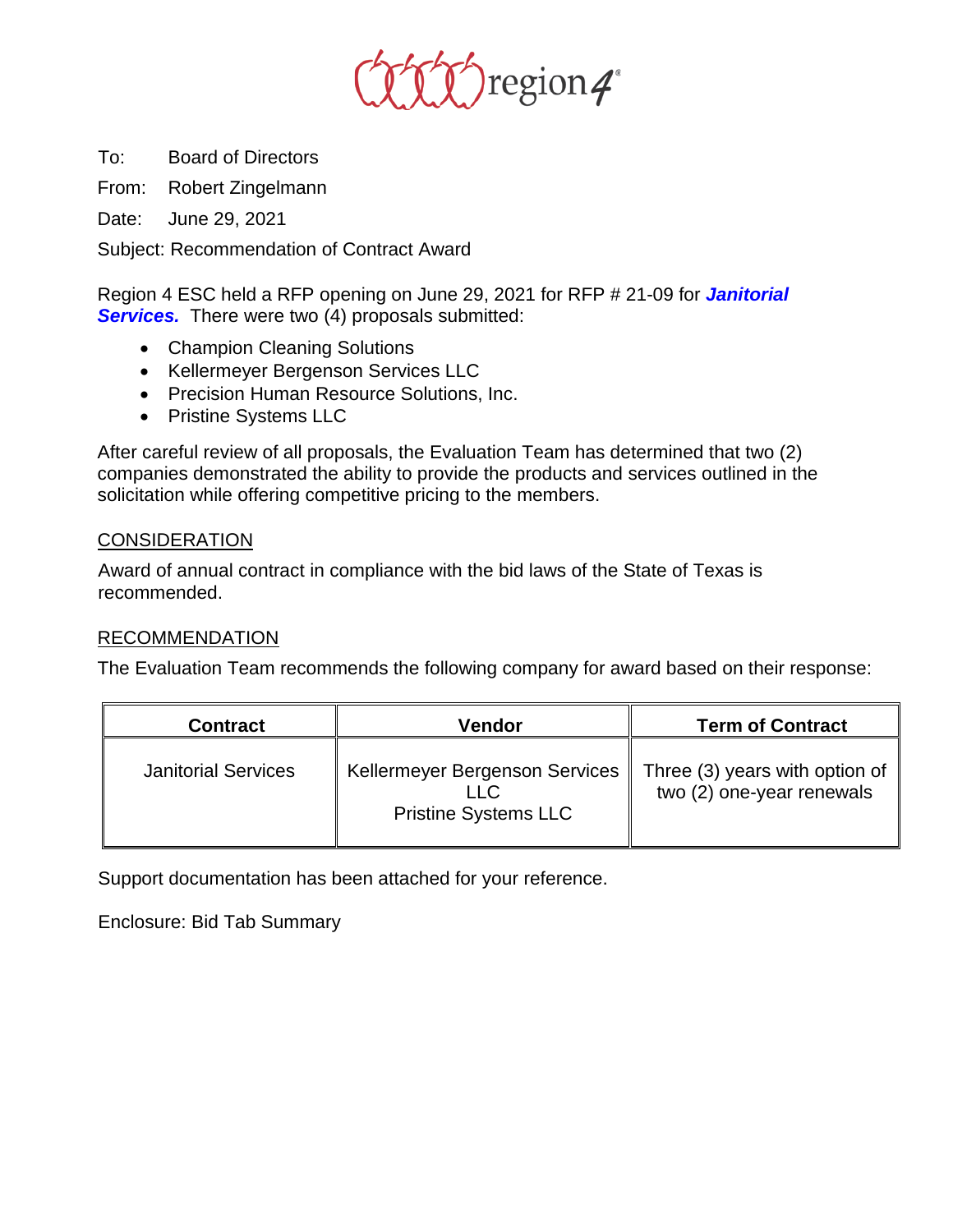To: Board of Directors

From: Robert Zingelmann

Date: June 29, 2021

Subject: Recommendation of Contract Award

Region 4 ESC held a RFP opening on June 29, 2021 for RFP # 21-09 for ***Janitorial Services.*** There were two (4) proposals submitted:

- Champion Cleaning Solutions
- Kellermeyer Bergenson Services LLC
- Precision Human Resource Solutions, Inc.
- Pristine Systems LLC

After careful review of all proposals, the Evaluation Team has determined that two (2) companies demonstrated the ability to provide the products and services outlined in the solicitation while offering competitive pricing to the members.

## CONSIDERATION

Award of annual contract in compliance with the bid laws of the State of Texas is recommended.

## RECOMMENDATION

The Evaluation Team recommends the following company for award based on their response:

| Contract | Vendor | Term of Contract |
|---|---|---|
| Janitorial Services | Kellermeyer Bergenson Services LLC<br>Pristine Systems LLC | Three (3) years with option of two (2) one-year renewals |

Support documentation has been attached for your reference.

Enclosure: Bid Tab Summary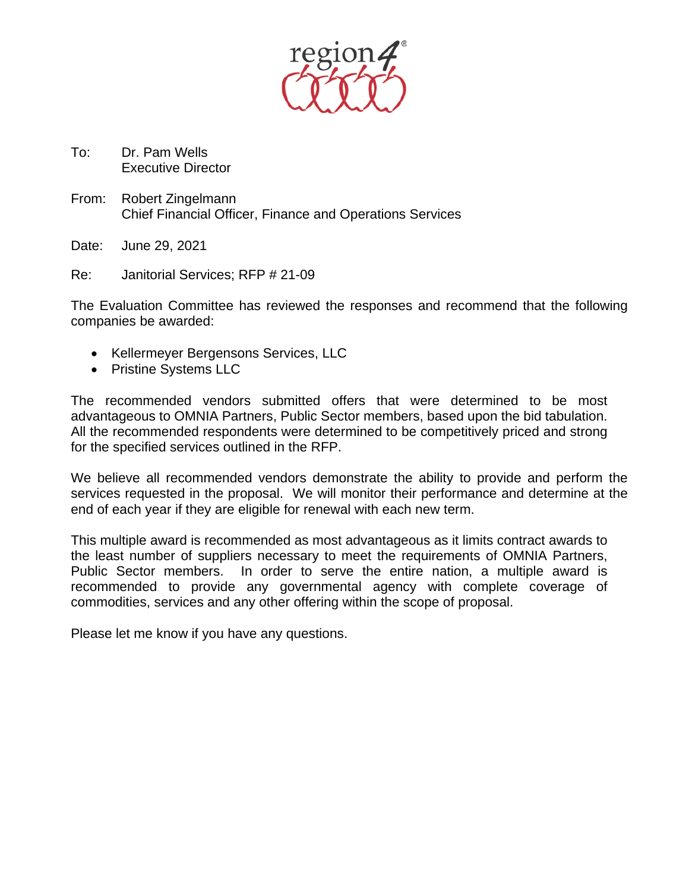region4

To: Dr. Pam Wells
Executive Director

From: Robert Zingelmann
Chief Financial Officer, Finance and Operations Services

Date: June 29, 2021

Re: Janitorial Services; RFP # 21-09

The Evaluation Committee has reviewed the responses and recommend that the following companies be awarded:

- Kellermeyer Bergensons Services, LLC
- Pristine Systems LLC

The recommended vendors submitted offers that were determined to be most advantageous to OMNIA Partners, Public Sector members, based upon the bid tabulation. All the recommended respondents were determined to be competitively priced and strong for the specified services outlined in the RFP.

We believe all recommended vendors demonstrate the ability to provide and perform the services requested in the proposal. We will monitor their performance and determine at the end of each year if they are eligible for renewal with each new term.

This multiple award is recommended as most advantageous as it limits contract awards to the least number of suppliers necessary to meet the requirements of OMNIA Partners, Public Sector members. In order to serve the entire nation, a multiple award is recommended to provide any governmental agency with complete coverage of commodities, services and any other offering within the scope of proposal.

Please let me know if you have any questions.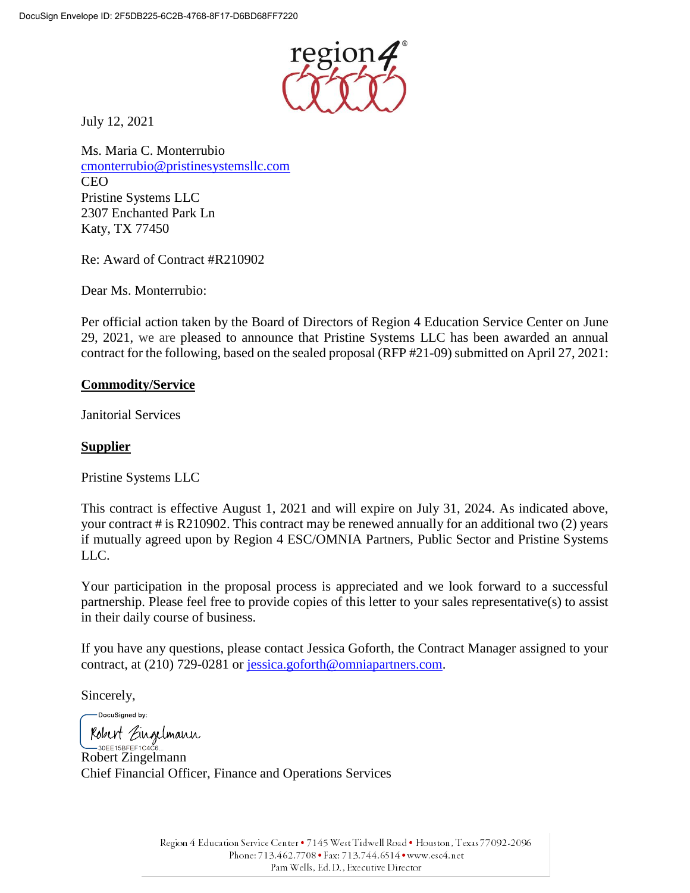DocuSign Envelope ID: 2F5DB225-6C2B-4768-8F17-D6BD68FF7220

region4®

July 12, 2021

Ms. Maria C. Monterrubio
cmonterrubio@pristinesystemsllc.com
CEO
Pristine Systems LLC
2307 Enchanted Park Ln
Katy, TX 77450

Re: Award of Contract #R210902

Dear Ms. Monterrubio:

Per official action taken by the Board of Directors of Region 4 Education Service Center on June 29, 2021, we are pleased to announce that Pristine Systems LLC has been awarded an annual contract for the following, based on the sealed proposal (RFP #21-09) submitted on April 27, 2021:

**Commodity/Service**

Janitorial Services

**Supplier**

Pristine Systems LLC

This contract is effective August 1, 2021 and will expire on July 31, 2024. As indicated above, your contract # is R210902. This contract may be renewed annually for an additional two (2) years if mutually agreed upon by Region 4 ESC/OMNIA Partners, Public Sector and Pristine Systems LLC.

Your participation in the proposal process is appreciated and we look forward to a successful partnership. Please feel free to provide copies of this letter to your sales representative(s) to assist in their daily course of business.

If you have any questions, please contact Jessica Goforth, the Contract Manager assigned to your contract, at (210) 729-0281 or jessica.goforth@omniapartners.com.

Sincerely,

DocuSigned by:
Robert Zingelmann
30EE15BFEF1C4C6...

Robert Zingelmann
Chief Financial Officer, Finance and Operations Services

Region 4 Education Service Center • 7145 West Tidwell Road • Houston, Texas 77092-2096
Phone: 713.462.7708 • Fax: 713.744.6514 • www.esc4.net
Pam Wells, Ed.D., Executive Director